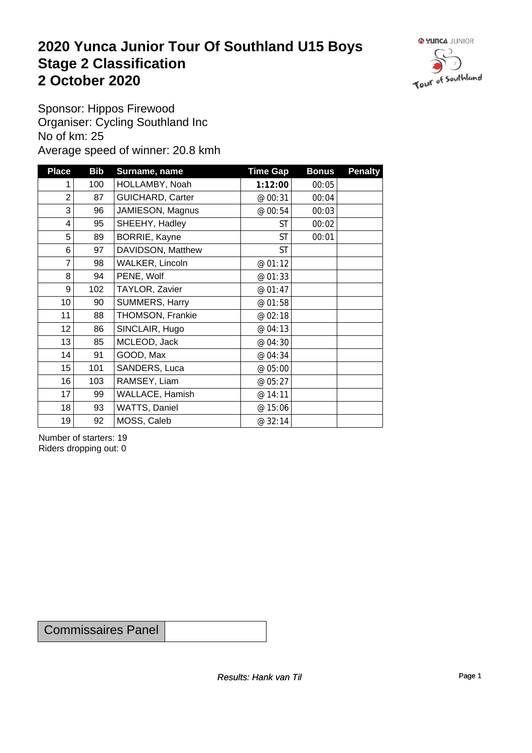# 2020 Yunca Junior Tour Of Southland U15 Boys
# Stage 2 Classification
# 2 October 2020

Sponsor: Hippos Firewood
Organiser: Cycling Southland Inc
No of km: 25
Average speed of winner: 20.8 kmh

| Place | Bib | Surname, name | Time Gap | Bonus | Penalty |
|---|---|---|---|---|---|
| 1 | 100 | HOLLAMBY, Noah | **1:12:00** | 00:05 | |
| 2 | 87 | GUICHARD, Carter | @ 00:31 | 00:04 | |
| 3 | 96 | JAMIESON, Magnus | @ 00:54 | 00:03 | |
| 4 | 95 | SHEEHY, Hadley | ST | 00:02 | |
| 5 | 89 | BORRIE, Kayne | ST | 00:01 | |
| 6 | 97 | DAVIDSON, Matthew | ST | | |
| 7 | 98 | WALKER, Lincoln | @ 01:12 | | |
| 8 | 94 | PENE, Wolf | @ 01:33 | | |
| 9 | 102 | TAYLOR, Zavier | @ 01:47 | | |
| 10 | 90 | SUMMERS, Harry | @ 01:58 | | |
| 11 | 88 | THOMSON, Frankie | @ 02:18 | | |
| 12 | 86 | SINCLAIR, Hugo | @ 04:13 | | |
| 13 | 85 | MCLEOD, Jack | @ 04:30 | | |
| 14 | 91 | GOOD, Max | @ 04:34 | | |
| 15 | 101 | SANDERS, Luca | @ 05:00 | | |
| 16 | 103 | RAMSEY, Liam | @ 05:27 | | |
| 17 | 99 | WALLACE, Hamish | @ 14:11 | | |
| 18 | 93 | WATTS, Daniel | @ 15:06 | | |
| 19 | 92 | MOSS, Caleb | @ 32:14 | | |

Number of starters: 19
Riders dropping out: 0

| Commissaires Panel | |
|---|---|

*Results: Hank van Til*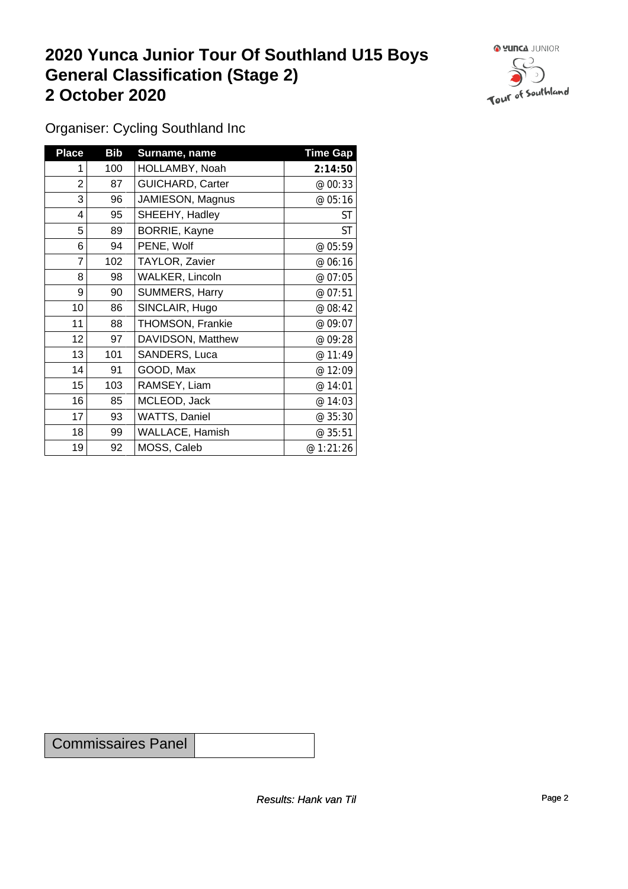# 2020 Yunca Junior Tour Of Southland U15 Boys
# General Classification (Stage 2)
# 2 October 2020

Organiser: Cycling Southland Inc

| Place | Bib | Surname, name | Time Gap |
|---|---|---|---|
| 1 | 100 | HOLLAMBY, Noah | **2:14:50** |
| 2 | 87 | GUICHARD, Carter | @ 00:33 |
| 3 | 96 | JAMIESON, Magnus | @ 05:16 |
| 4 | 95 | SHEEHY, Hadley | ST |
| 5 | 89 | BORRIE, Kayne | ST |
| 6 | 94 | PENE, Wolf | @ 05:59 |
| 7 | 102 | TAYLOR, Zavier | @ 06:16 |
| 8 | 98 | WALKER, Lincoln | @ 07:05 |
| 9 | 90 | SUMMERS, Harry | @ 07:51 |
| 10 | 86 | SINCLAIR, Hugo | @ 08:42 |
| 11 | 88 | THOMSON, Frankie | @ 09:07 |
| 12 | 97 | DAVIDSON, Matthew | @ 09:28 |
| 13 | 101 | SANDERS, Luca | @ 11:49 |
| 14 | 91 | GOOD, Max | @ 12:09 |
| 15 | 103 | RAMSEY, Liam | @ 14:01 |
| 16 | 85 | MCLEOD, Jack | @ 14:03 |
| 17 | 93 | WATTS, Daniel | @ 35:30 |
| 18 | 99 | WALLACE, Hamish | @ 35:51 |
| 19 | 92 | MOSS, Caleb | @ 1:21:26 |

| Commissaires Panel | |
|---|---|

*Results: Hank van Til*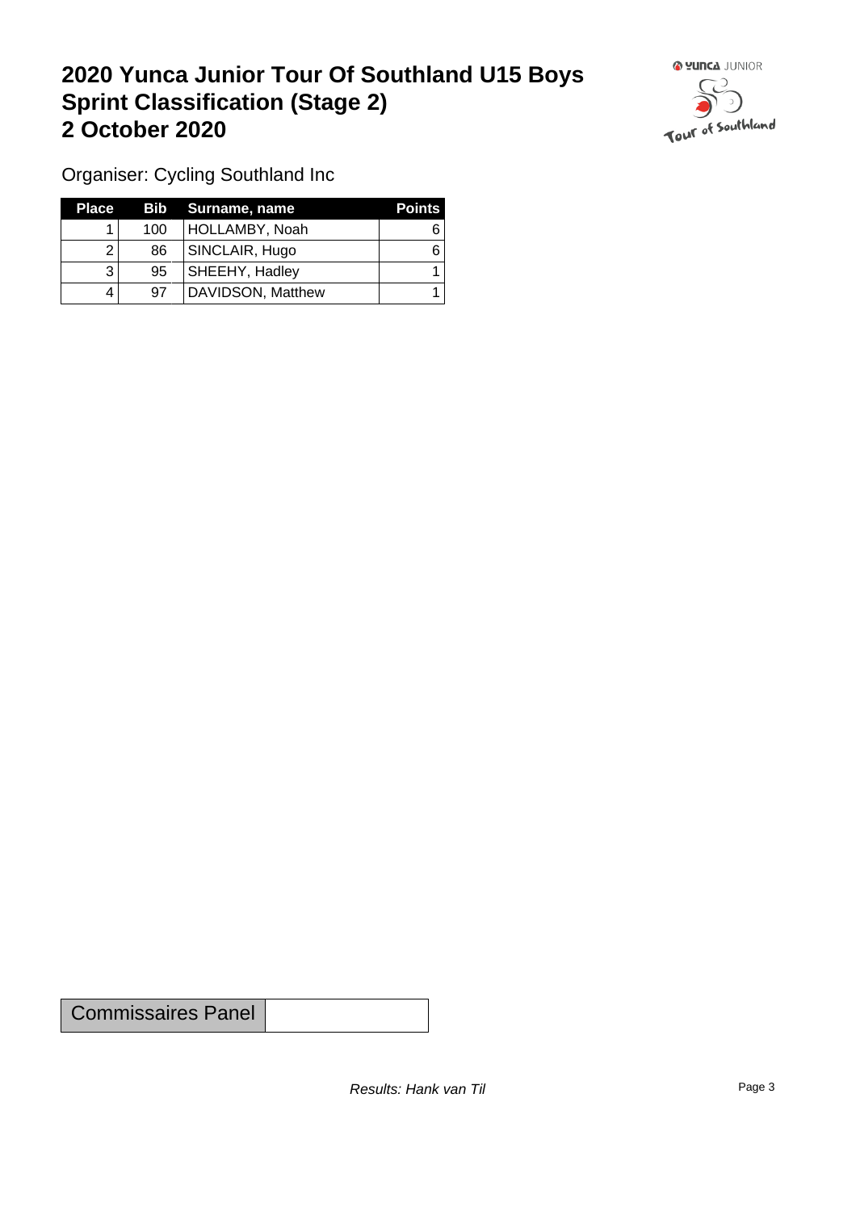# 2020 Yunca Junior Tour Of Southland U15 Boys Sprint Classification (Stage 2)
# 2 October 2020

Organiser: Cycling Southland Inc

| Place | Bib | Surname, name | Points |
|---|---|---|---|
| 1 | 100 | HOLLAMBY, Noah | 6 |
| 2 | 86 | SINCLAIR, Hugo | 6 |
| 3 | 95 | SHEEHY, Hadley | 1 |
| 4 | 97 | DAVIDSON, Matthew | 1 |

| Commissaires Panel | |
|---|---|

*Results: Hank van Til*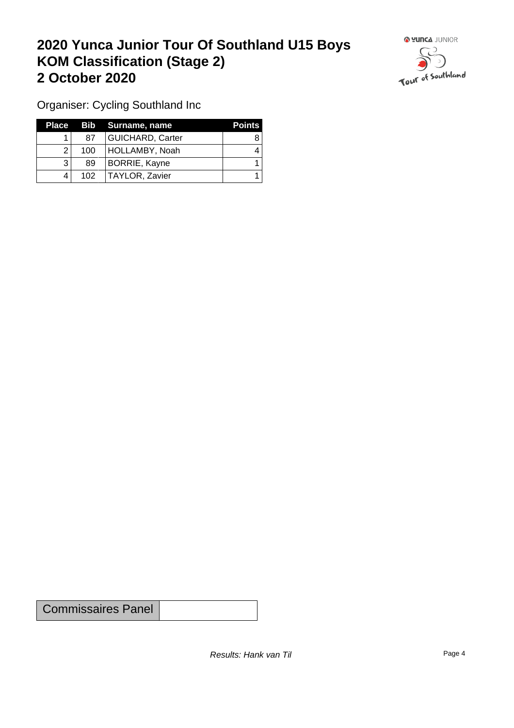# 2020 Yunca Junior Tour Of Southland U15 Boys
# KOM Classification (Stage 2)
# 2 October 2020

Organiser: Cycling Southland Inc

| Place | Bib | Surname, name | Points |
|---|---|---|---|
| 1 | 87 | GUICHARD, Carter | 8 |
| 2 | 100 | HOLLAMBY, Noah | 4 |
| 3 | 89 | BORRIE, Kayne | 1 |
| 4 | 102 | TAYLOR, Zavier | 1 |

| Commissaires Panel | |
|---|---|

*Results: Hank van Til*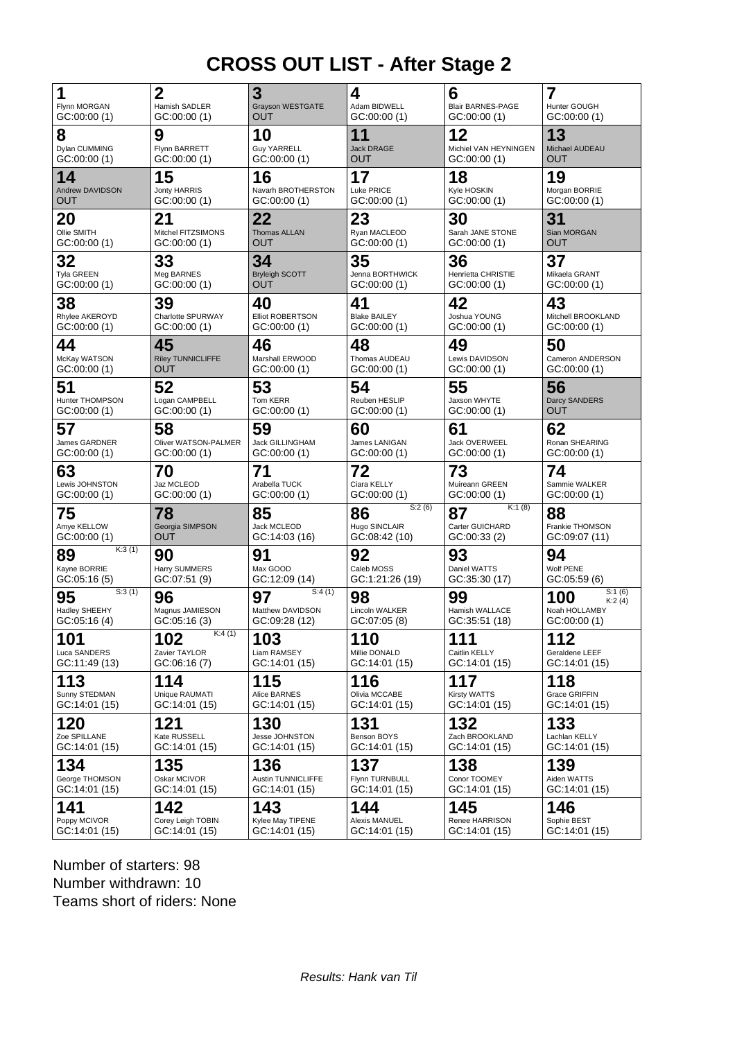# CROSS OUT LIST - After Stage 2

| | | | | | |
|---|---|---|---|---|---|
| **1**<br>Flynn MORGAN<br>GC:00:00 (1) | **2**<br>Hamish SADLER<br>GC:00:00 (1) | **3**<br>Grayson WESTGATE<br>OUT | **4**<br>Adam BIDWELL<br>GC:00:00 (1) | **6**<br>Blair BARNES-PAGE<br>GC:00:00 (1) | **7**<br>Hunter GOUGH<br>GC:00:00 (1) |
| **8**<br>Dylan CUMMING<br>GC:00:00 (1) | **9**<br>Flynn BARRETT<br>GC:00:00 (1) | **10**<br>Guy YARRELL<br>GC:00:00 (1) | **11**<br>Jack DRAGE<br>OUT | **12**<br>Michiel VAN HEYNINGEN<br>GC:00:00 (1) | **13**<br>Michael AUDEAU<br>OUT |
| **14**<br>Andrew DAVIDSON<br>OUT | **15**<br>Jonty HARRIS<br>GC:00:00 (1) | **16**<br>Navarh BROTHERSTON<br>GC:00:00 (1) | **17**<br>Luke PRICE<br>GC:00:00 (1) | **18**<br>Kyle HOSKIN<br>GC:00:00 (1) | **19**<br>Morgan BORRIE<br>GC:00:00 (1) |
| **20**<br>Ollie SMITH<br>GC:00:00 (1) | **21**<br>Mitchel FITZSIMONS<br>GC:00:00 (1) | **22**<br>Thomas ALLAN<br>OUT | **23**<br>Ryan MACLEOD<br>GC:00:00 (1) | **30**<br>Sarah JANE STONE<br>GC:00:00 (1) | **31**<br>Sian MORGAN<br>OUT |
| **32**<br>Tyla GREEN<br>GC:00:00 (1) | **33**<br>Meg BARNES<br>GC:00:00 (1) | **34**<br>Bryleigh SCOTT<br>OUT | **35**<br>Jenna BORTHWICK<br>GC:00:00 (1) | **36**<br>Henrietta CHRISTIE<br>GC:00:00 (1) | **37**<br>Mikaela GRANT<br>GC:00:00 (1) |
| **38**<br>Rhylee AKEROYD<br>GC:00:00 (1) | **39**<br>Charlotte SPURWAY<br>GC:00:00 (1) | **40**<br>Elliot ROBERTSON<br>GC:00:00 (1) | **41**<br>Blake BAILEY<br>GC:00:00 (1) | **42**<br>Joshua YOUNG<br>GC:00:00 (1) | **43**<br>Mitchell BROOKLAND<br>GC:00:00 (1) |
| **44**<br>McKay WATSON<br>GC:00:00 (1) | **45**<br>Riley TUNNICLIFFE<br>OUT | **46**<br>Marshall ERWOOD<br>GC:00:00 (1) | **48**<br>Thomas AUDEAU<br>GC:00:00 (1) | **49**<br>Lewis DAVIDSON<br>GC:00:00 (1) | **50**<br>Cameron ANDERSON<br>GC:00:00 (1) |
| **51**<br>Hunter THOMPSON<br>GC:00:00 (1) | **52**<br>Logan CAMPBELL<br>GC:00:00 (1) | **53**<br>Tom KERR<br>GC:00:00 (1) | **54**<br>Reuben HESLIP<br>GC:00:00 (1) | **55**<br>Jaxson WHYTE<br>GC:00:00 (1) | **56**<br>Darcy SANDERS<br>OUT |
| **57**<br>James GARDNER<br>GC:00:00 (1) | **58**<br>Oliver WATSON-PALMER<br>GC:00:00 (1) | **59**<br>Jack GILLINGHAM<br>GC:00:00 (1) | **60**<br>James LANIGAN<br>GC:00:00 (1) | **61**<br>Jack OVERWEEL<br>GC:00:00 (1) | **62**<br>Ronan SHEARING<br>GC:00:00 (1) |
| **63**<br>Lewis JOHNSTON<br>GC:00:00 (1) | **70**<br>Jaz MCLEOD<br>GC:00:00 (1) | **71**<br>Arabella TUCK<br>GC:00:00 (1) | **72**<br>Ciara KELLY<br>GC:00:00 (1) | **73**<br>Muireann GREEN<br>GC:00:00 (1) | **74**<br>Sammie WALKER<br>GC:00:00 (1) |
| **75**<br>Amye KELLOW<br>GC:00:00 (1) | **78**<br>Georgia SIMPSON<br>OUT | **85**<br>Jack MCLEOD<br>GC:14:03 (16) | **86** S:2 (6)<br>Hugo SINCLAIR<br>GC:08:42 (10) | **87** K:1 (8)<br>Carter GUICHARD<br>GC:00:33 (2) | **88**<br>Frankie THOMSON<br>GC:09:07 (11) |
| **89** K:3 (1)<br>Kayne BORRIE<br>GC:05:16 (5) | **90**<br>Harry SUMMERS<br>GC:07:51 (9) | **91**<br>Max GOOD<br>GC:12:09 (14) | **92**<br>Caleb MOSS<br>GC:1:21:26 (19) | **93**<br>Daniel WATTS<br>GC:35:30 (17) | **94**<br>Wolf PENE<br>GC:05:59 (6) |
| **95** S:3 (1)<br>Hadley SHEEHY<br>GC:05:16 (4) | **96**<br>Magnus JAMIESON<br>GC:05:16 (3) | **97** S:4 (1)<br>Matthew DAVIDSON<br>GC:09:28 (12) | **98**<br>Lincoln WALKER<br>GC:07:05 (8) | **99**<br>Hamish WALLACE<br>GC:35:51 (18) | **100** S:1 (6) K:2 (4)<br>Noah HOLLAMBY<br>GC:00:00 (1) |
| **101**<br>Luca SANDERS<br>GC:11:49 (13) | **102** K:4 (1)<br>Zavier TAYLOR<br>GC:06:16 (7) | **103**<br>Liam RAMSEY<br>GC:14:01 (15) | **110**<br>Millie DONALD<br>GC:14:01 (15) | **111**<br>Caitlin KELLY<br>GC:14:01 (15) | **112**<br>Geraldene LEEF<br>GC:14:01 (15) |
| **113**<br>Sunny STEDMAN<br>GC:14:01 (15) | **114**<br>Unique RAUMATI<br>GC:14:01 (15) | **115**<br>Alice BARNES<br>GC:14:01 (15) | **116**<br>Olivia MCCABE<br>GC:14:01 (15) | **117**<br>Kirsty WATTS<br>GC:14:01 (15) | **118**<br>Grace GRIFFIN<br>GC:14:01 (15) |
| **120**<br>Zoe SPILLANE<br>GC:14:01 (15) | **121**<br>Kate RUSSELL<br>GC:14:01 (15) | **130**<br>Jesse JOHNSTON<br>GC:14:01 (15) | **131**<br>Benson BOYS<br>GC:14:01 (15) | **132**<br>Zach BROOKLAND<br>GC:14:01 (15) | **133**<br>Lachlan KELLY<br>GC:14:01 (15) |
| **134**<br>George THOMSON<br>GC:14:01 (15) | **135**<br>Oskar MCIVOR<br>GC:14:01 (15) | **136**<br>Austin TUNNICLIFFE<br>GC:14:01 (15) | **137**<br>Flynn TURNBULL<br>GC:14:01 (15) | **138**<br>Conor TOOMEY<br>GC:14:01 (15) | **139**<br>Aiden WATTS<br>GC:14:01 (15) |
| **141**<br>Poppy MCIVOR<br>GC:14:01 (15) | **142**<br>Corey Leigh TOBIN<br>GC:14:01 (15) | **143**<br>Kylee May TIPENE<br>GC:14:01 (15) | **144**<br>Alexis MANUEL<br>GC:14:01 (15) | **145**<br>Renee HARRISON<br>GC:14:01 (15) | **146**<br>Sophie BEST<br>GC:14:01 (15) |

Number of starters: 98
Number withdrawn: 10
Teams short of riders: None

*Results: Hank van Til*